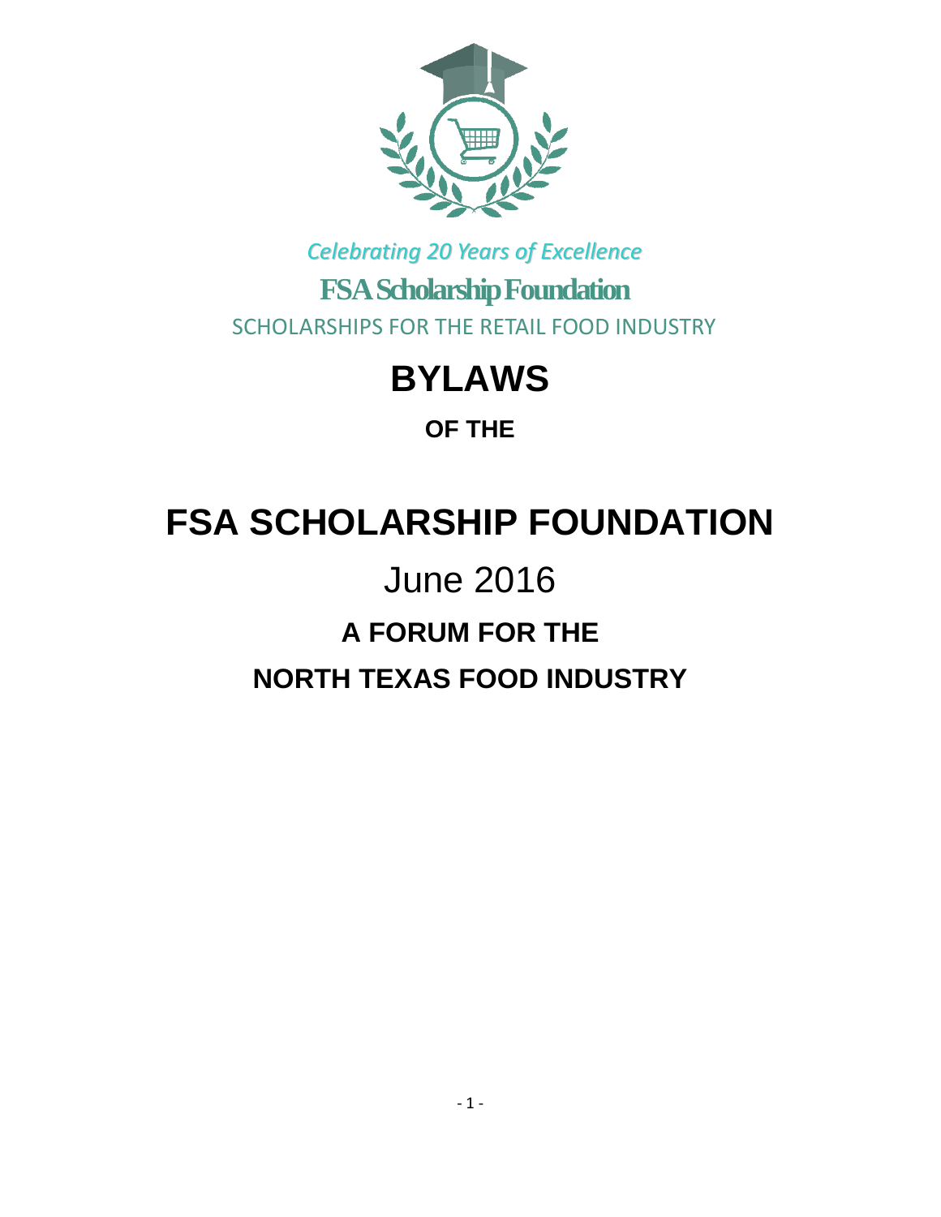*Celebrating 20 Years of Excellence*

**FSA Scholarship Foundation**

SCHOLARSHIPS FOR THE RETAIL FOOD INDUSTRY

# BYLAWS

**OF THE**

# FSA SCHOLARSHIP FOUNDATION

June 2016

## A FORUM FOR THE NORTH TEXAS FOOD INDUSTRY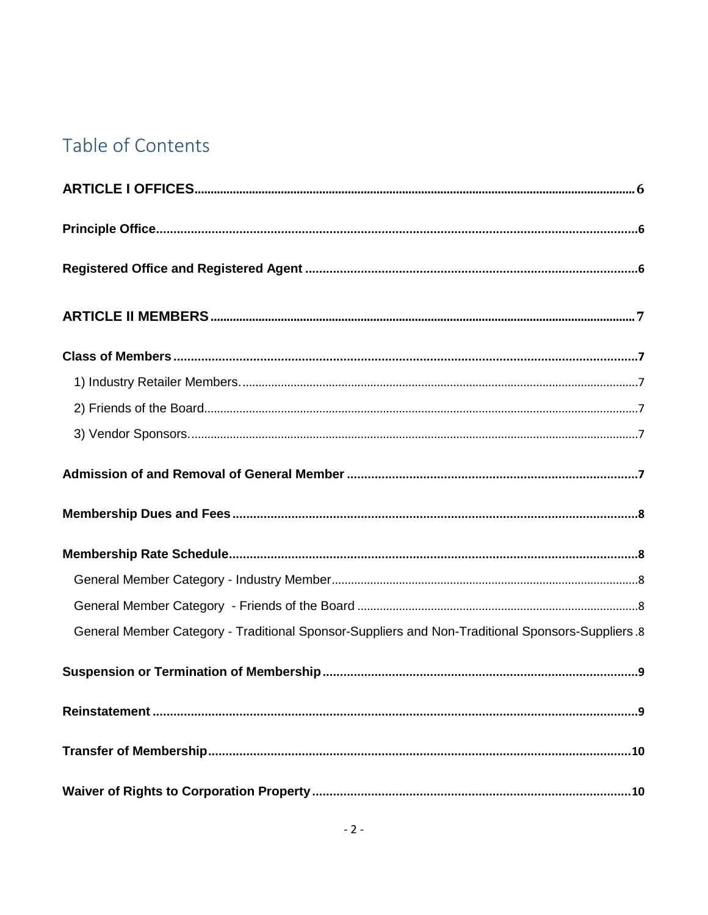# Table of Contents

**ARTICLE I OFFICES** 6

**Principle Office** 6

**Registered Office and Registered Agent** 6

**ARTICLE II MEMBERS** 7

**Class of Members** 7

- 1) Industry Retailer Members. 7
- 2) Friends of the Board 7
- 3) Vendor Sponsors. 7

**Admission of and Removal of General Member** 7

**Membership Dues and Fees** 8

**Membership Rate Schedule** 8

- General Member Category - Industry Member 8
- General Member Category - Friends of the Board 8
- General Member Category - Traditional Sponsor-Suppliers and Non-Traditional Sponsors-Suppliers 8

**Suspension or Termination of Membership** 9

**Reinstatement** 9

**Transfer of Membership** 10

**Waiver of Rights to Corporation Property** 10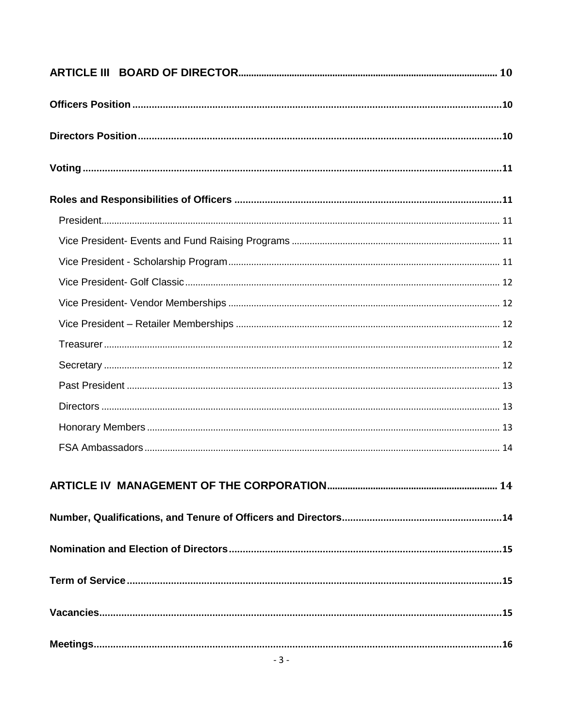**ARTICLE III BOARD OF DIRECTOR** .......... 10

**Officers Position** .......... 10

**Directors Position** .......... 10

**Voting** .......... 11

**Roles and Responsibilities of Officers** .......... 11

- President .......... 11
- Vice President- Events and Fund Raising Programs .......... 11
- Vice President - Scholarship Program .......... 11
- Vice President- Golf Classic .......... 12
- Vice President- Vendor Memberships .......... 12
- Vice President – Retailer Memberships .......... 12
- Treasurer .......... 12
- Secretary .......... 12
- Past President .......... 13
- Directors .......... 13
- Honorary Members .......... 13
- FSA Ambassadors .......... 14

**ARTICLE IV MANAGEMENT OF THE CORPORATION** .......... 14

**Number, Qualifications, and Tenure of Officers and Directors** .......... 14

**Nomination and Election of Directors** .......... 15

**Term of Service** .......... 15

**Vacancies** .......... 15

**Meetings** .......... 16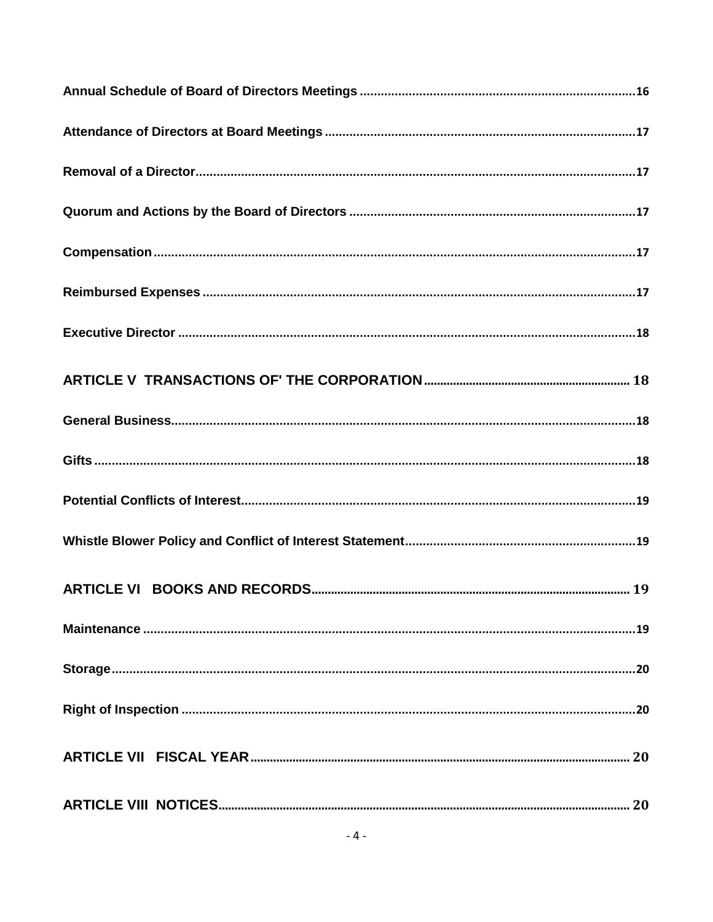**Annual Schedule of Board of Directors Meetings** .......... 16

**Attendance of Directors at Board Meetings** .......... 17

**Removal of a Director** .......... 17

**Quorum and Actions by the Board of Directors** .......... 17

**Compensation** .......... 17

**Reimbursed Expenses** .......... 17

**Executive Director** .......... 18

**ARTICLE V TRANSACTIONS OF' THE CORPORATION** .......... 18

**General Business** .......... 18

**Gifts** .......... 18

**Potential Conflicts of Interest** .......... 19

**Whistle Blower Policy and Conflict of Interest Statement** .......... 19

**ARTICLE VI BOOKS AND RECORDS** .......... 19

**Maintenance** .......... 19

**Storage** .......... 20

**Right of Inspection** .......... 20

**ARTICLE VII FISCAL YEAR** .......... 20

**ARTICLE VIII NOTICES** .......... 20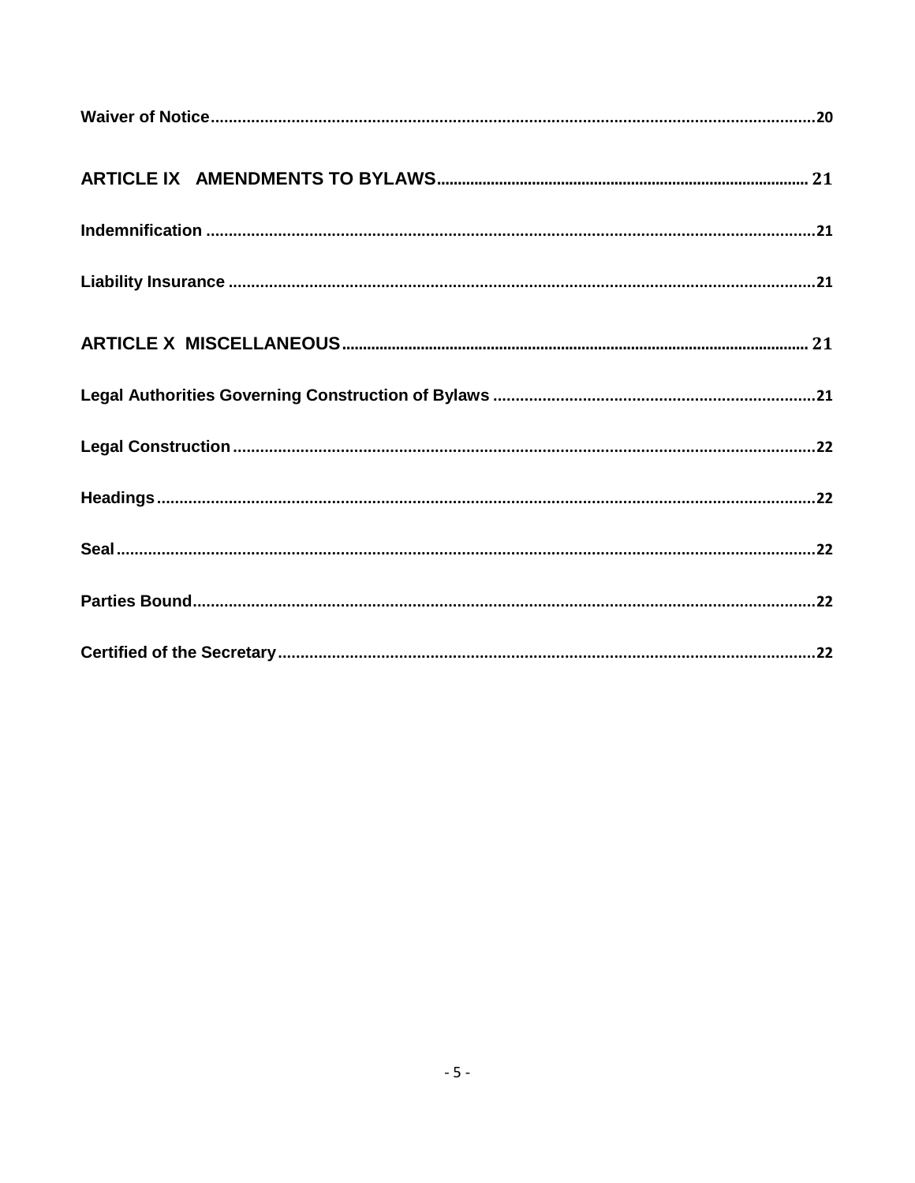Waiver of Notice ..................................................................................................................................20

ARTICLE IX AMENDMENTS TO BYLAWS .................................................................................... 21

Indemnification ....................................................................................................................................21

Liability Insurance ................................................................................................................................21

ARTICLE X MISCELLANEOUS ......................................................................................................... 21

Legal Authorities Governing Construction of Bylaws .......................................................................21

Legal Construction ...............................................................................................................................22

Headings ...............................................................................................................................................22

Seal ........................................................................................................................................................22

Parties Bound .......................................................................................................................................22

Certified of the Secretary ....................................................................................................................22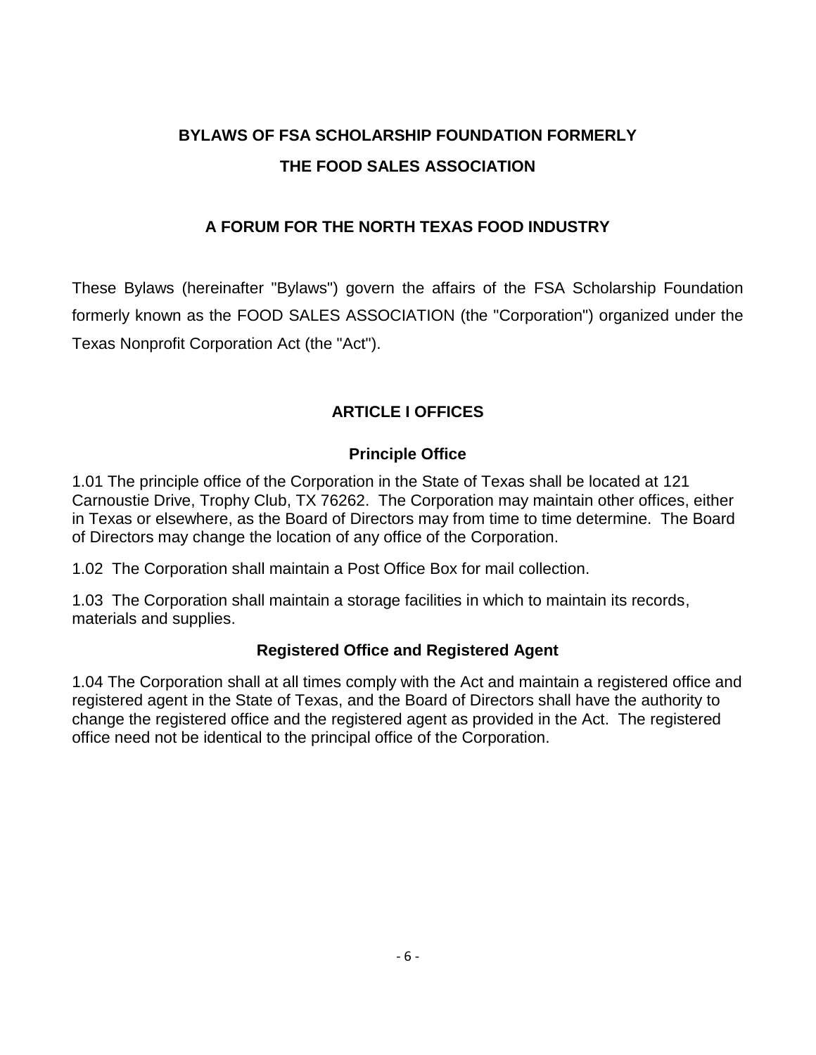# BYLAWS OF FSA SCHOLARSHIP FOUNDATION FORMERLY THE FOOD SALES ASSOCIATION

## A FORUM FOR THE NORTH TEXAS FOOD INDUSTRY

These Bylaws (hereinafter "Bylaws") govern the affairs of the FSA Scholarship Foundation formerly known as the FOOD SALES ASSOCIATION (the "Corporation") organized under the Texas Nonprofit Corporation Act (the "Act").

## ARTICLE I OFFICES

### Principle Office

1.01 The principle office of the Corporation in the State of Texas shall be located at 121 Carnoustie Drive, Trophy Club, TX 76262. The Corporation may maintain other offices, either in Texas or elsewhere, as the Board of Directors may from time to time determine. The Board of Directors may change the location of any office of the Corporation.

1.02 The Corporation shall maintain a Post Office Box for mail collection.

1.03 The Corporation shall maintain a storage facilities in which to maintain its records, materials and supplies.

### Registered Office and Registered Agent

1.04 The Corporation shall at all times comply with the Act and maintain a registered office and registered agent in the State of Texas, and the Board of Directors shall have the authority to change the registered office and the registered agent as provided in the Act. The registered office need not be identical to the principal office of the Corporation.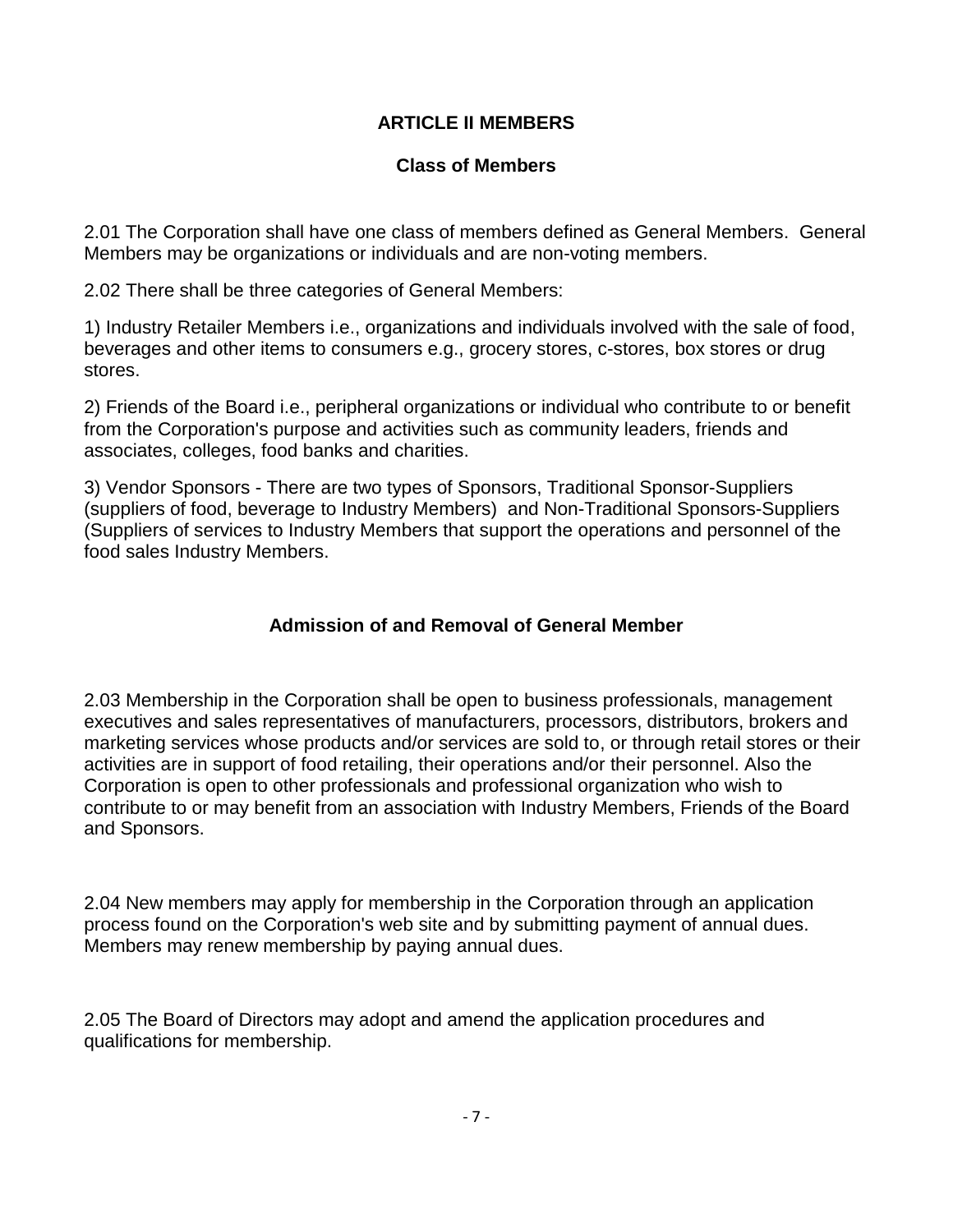## ARTICLE II MEMBERS

### Class of Members

2.01 The Corporation shall have one class of members defined as General Members. General Members may be organizations or individuals and are non-voting members.

2.02 There shall be three categories of General Members:

1) Industry Retailer Members i.e., organizations and individuals involved with the sale of food, beverages and other items to consumers e.g., grocery stores, c-stores, box stores or drug stores.

2) Friends of the Board i.e., peripheral organizations or individual who contribute to or benefit from the Corporation's purpose and activities such as community leaders, friends and associates, colleges, food banks and charities.

3) Vendor Sponsors - There are two types of Sponsors, Traditional Sponsor-Suppliers (suppliers of food, beverage to Industry Members) and Non-Traditional Sponsors-Suppliers (Suppliers of services to Industry Members that support the operations and personnel of the food sales Industry Members.

### Admission of and Removal of General Member

2.03 Membership in the Corporation shall be open to business professionals, management executives and sales representatives of manufacturers, processors, distributors, brokers and marketing services whose products and/or services are sold to, or through retail stores or their activities are in support of food retailing, their operations and/or their personnel. Also the Corporation is open to other professionals and professional organization who wish to contribute to or may benefit from an association with Industry Members, Friends of the Board and Sponsors.

2.04 New members may apply for membership in the Corporation through an application process found on the Corporation's web site and by submitting payment of annual dues. Members may renew membership by paying annual dues.

2.05 The Board of Directors may adopt and amend the application procedures and qualifications for membership.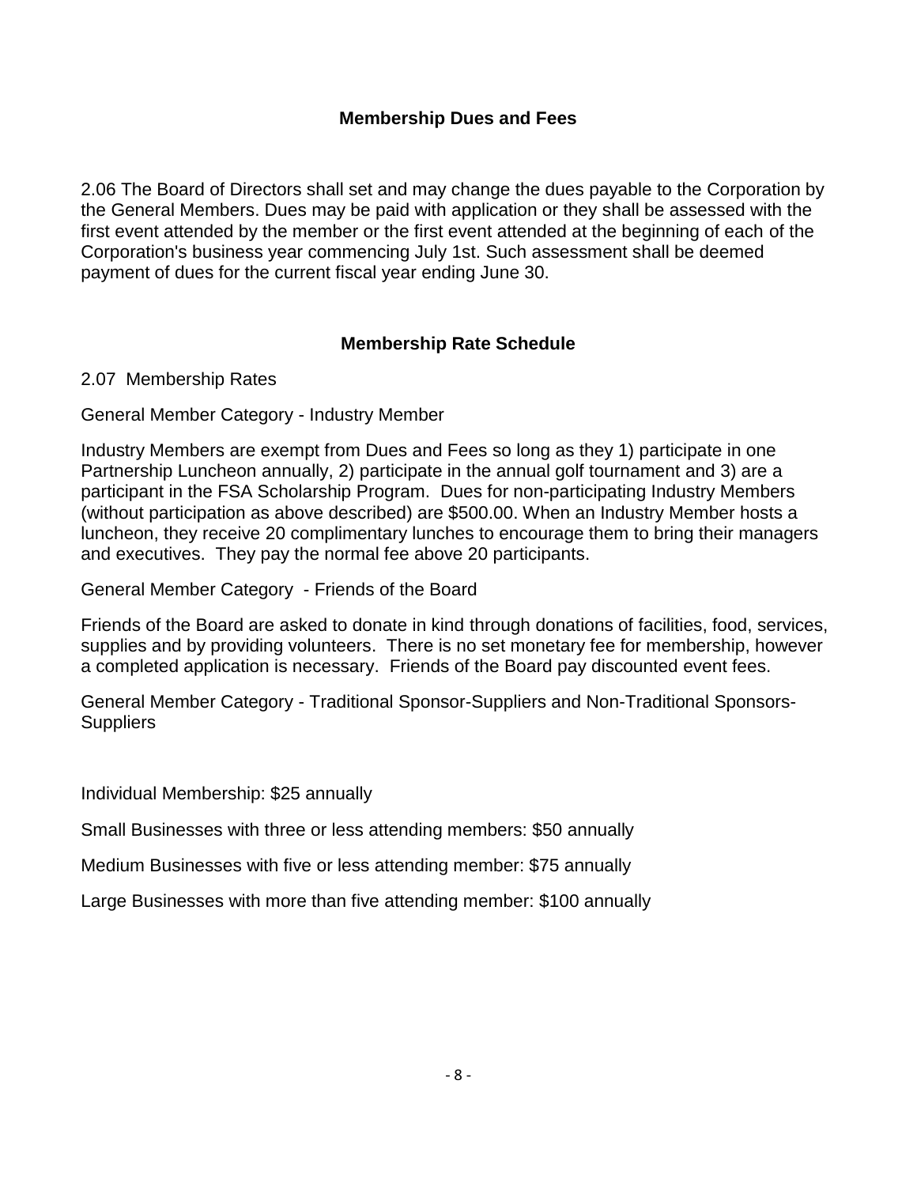## Membership Dues and Fees

2.06 The Board of Directors shall set and may change the dues payable to the Corporation by the General Members. Dues may be paid with application or they shall be assessed with the first event attended by the member or the first event attended at the beginning of each of the Corporation's business year commencing July 1st. Such assessment shall be deemed payment of dues for the current fiscal year ending June 30.

## Membership Rate Schedule

2.07 Membership Rates

General Member Category - Industry Member

Industry Members are exempt from Dues and Fees so long as they 1) participate in one Partnership Luncheon annually, 2) participate in the annual golf tournament and 3) are a participant in the FSA Scholarship Program. Dues for non-participating Industry Members (without participation as above described) are $500.00. When an Industry Member hosts a luncheon, they receive 20 complimentary lunches to encourage them to bring their managers and executives. They pay the normal fee above 20 participants.

General Member Category - Friends of the Board

Friends of the Board are asked to donate in kind through donations of facilities, food, services, supplies and by providing volunteers. There is no set monetary fee for membership, however a completed application is necessary. Friends of the Board pay discounted event fees.

General Member Category - Traditional Sponsor-Suppliers and Non-Traditional Sponsors-Suppliers

Individual Membership: $25 annually

Small Businesses with three or less attending members: $50 annually

Medium Businesses with five or less attending member: $75 annually

Large Businesses with more than five attending member: $100 annually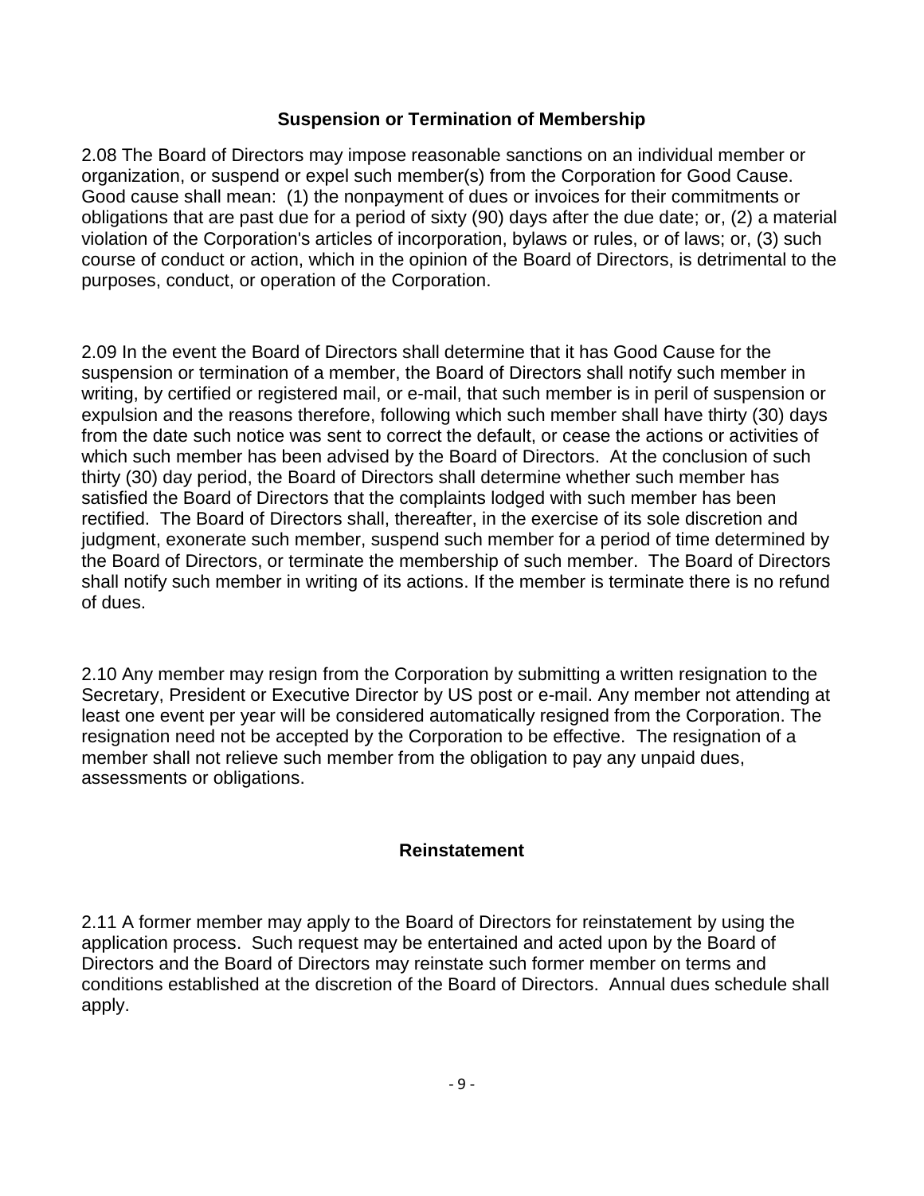## Suspension or Termination of Membership

2.08 The Board of Directors may impose reasonable sanctions on an individual member or organization, or suspend or expel such member(s) from the Corporation for Good Cause. Good cause shall mean: (1) the nonpayment of dues or invoices for their commitments or obligations that are past due for a period of sixty (90) days after the due date; or, (2) a material violation of the Corporation's articles of incorporation, bylaws or rules, or of laws; or, (3) such course of conduct or action, which in the opinion of the Board of Directors, is detrimental to the purposes, conduct, or operation of the Corporation.

2.09 In the event the Board of Directors shall determine that it has Good Cause for the suspension or termination of a member, the Board of Directors shall notify such member in writing, by certified or registered mail, or e-mail, that such member is in peril of suspension or expulsion and the reasons therefore, following which such member shall have thirty (30) days from the date such notice was sent to correct the default, or cease the actions or activities of which such member has been advised by the Board of Directors. At the conclusion of such thirty (30) day period, the Board of Directors shall determine whether such member has satisfied the Board of Directors that the complaints lodged with such member has been rectified. The Board of Directors shall, thereafter, in the exercise of its sole discretion and judgment, exonerate such member, suspend such member for a period of time determined by the Board of Directors, or terminate the membership of such member. The Board of Directors shall notify such member in writing of its actions. If the member is terminate there is no refund of dues.

2.10 Any member may resign from the Corporation by submitting a written resignation to the Secretary, President or Executive Director by US post or e-mail. Any member not attending at least one event per year will be considered automatically resigned from the Corporation. The resignation need not be accepted by the Corporation to be effective. The resignation of a member shall not relieve such member from the obligation to pay any unpaid dues, assessments or obligations.

## Reinstatement

2.11 A former member may apply to the Board of Directors for reinstatement by using the application process. Such request may be entertained and acted upon by the Board of Directors and the Board of Directors may reinstate such former member on terms and conditions established at the discretion of the Board of Directors. Annual dues schedule shall apply.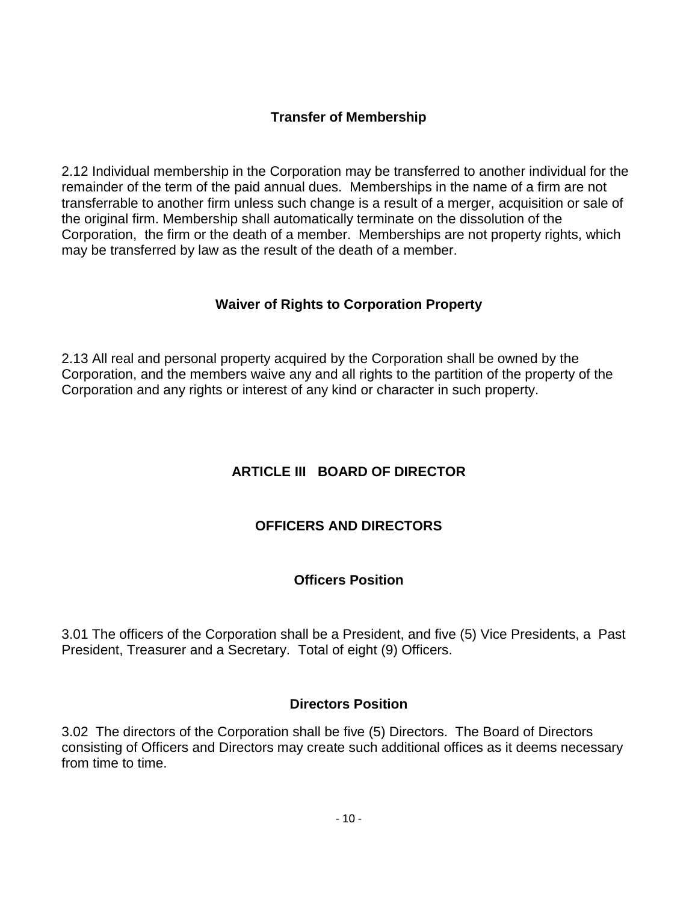### Transfer of Membership

2.12 Individual membership in the Corporation may be transferred to another individual for the remainder of the term of the paid annual dues. Memberships in the name of a firm are not transferrable to another firm unless such change is a result of a merger, acquisition or sale of the original firm. Membership shall automatically terminate on the dissolution of the Corporation, the firm or the death of a member. Memberships are not property rights, which may be transferred by law as the result of the death of a member.

### Waiver of Rights to Corporation Property

2.13 All real and personal property acquired by the Corporation shall be owned by the Corporation, and the members waive any and all rights to the partition of the property of the Corporation and any rights or interest of any kind or character in such property.

## ARTICLE III BOARD OF DIRECTOR

### OFFICERS AND DIRECTORS

### Officers Position

3.01 The officers of the Corporation shall be a President, and five (5) Vice Presidents, a Past President, Treasurer and a Secretary. Total of eight (9) Officers.

### Directors Position

3.02 The directors of the Corporation shall be five (5) Directors. The Board of Directors consisting of Officers and Directors may create such additional offices as it deems necessary from time to time.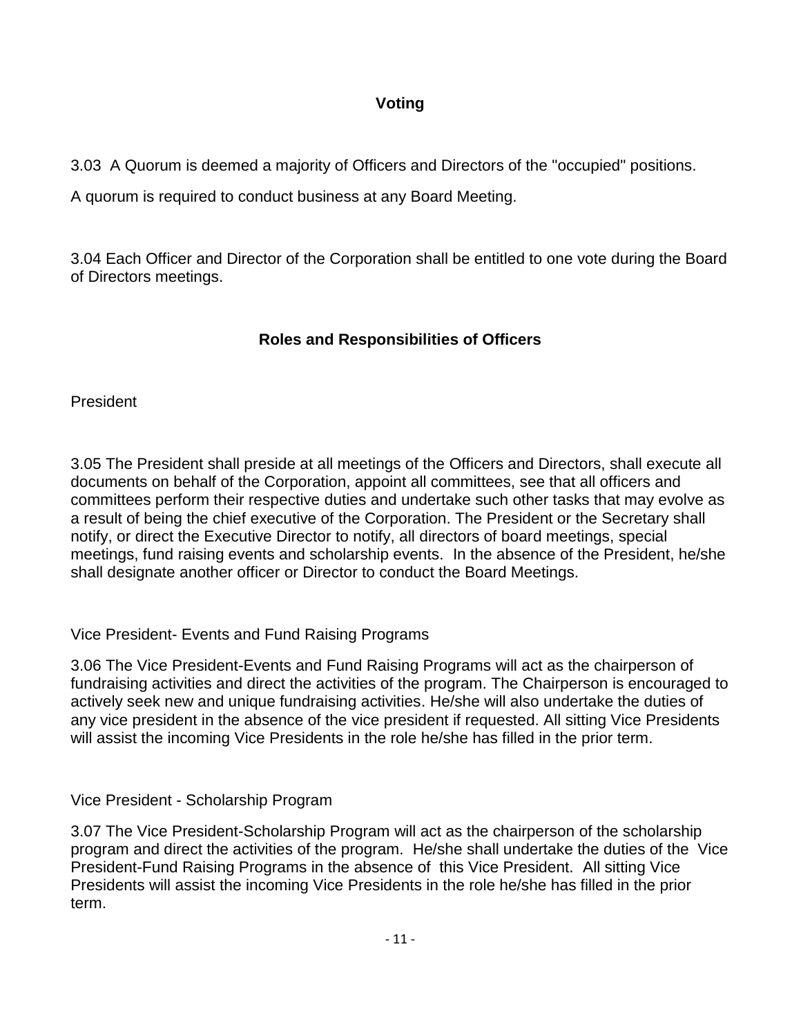## Voting

3.03 A Quorum is deemed a majority of Officers and Directors of the "occupied" positions.

A quorum is required to conduct business at any Board Meeting.

3.04 Each Officer and Director of the Corporation shall be entitled to one vote during the Board of Directors meetings.

## Roles and Responsibilities of Officers

President

3.05 The President shall preside at all meetings of the Officers and Directors, shall execute all documents on behalf of the Corporation, appoint all committees, see that all officers and committees perform their respective duties and undertake such other tasks that may evolve as a result of being the chief executive of the Corporation. The President or the Secretary shall notify, or direct the Executive Director to notify, all directors of board meetings, special meetings, fund raising events and scholarship events. In the absence of the President, he/she shall designate another officer or Director to conduct the Board Meetings.

Vice President- Events and Fund Raising Programs

3.06 The Vice President-Events and Fund Raising Programs will act as the chairperson of fundraising activities and direct the activities of the program. The Chairperson is encouraged to actively seek new and unique fundraising activities. He/she will also undertake the duties of any vice president in the absence of the vice president if requested. All sitting Vice Presidents will assist the incoming Vice Presidents in the role he/she has filled in the prior term.

Vice President - Scholarship Program

3.07 The Vice President-Scholarship Program will act as the chairperson of the scholarship program and direct the activities of the program. He/she shall undertake the duties of the Vice President-Fund Raising Programs in the absence of this Vice President. All sitting Vice Presidents will assist the incoming Vice Presidents in the role he/she has filled in the prior term.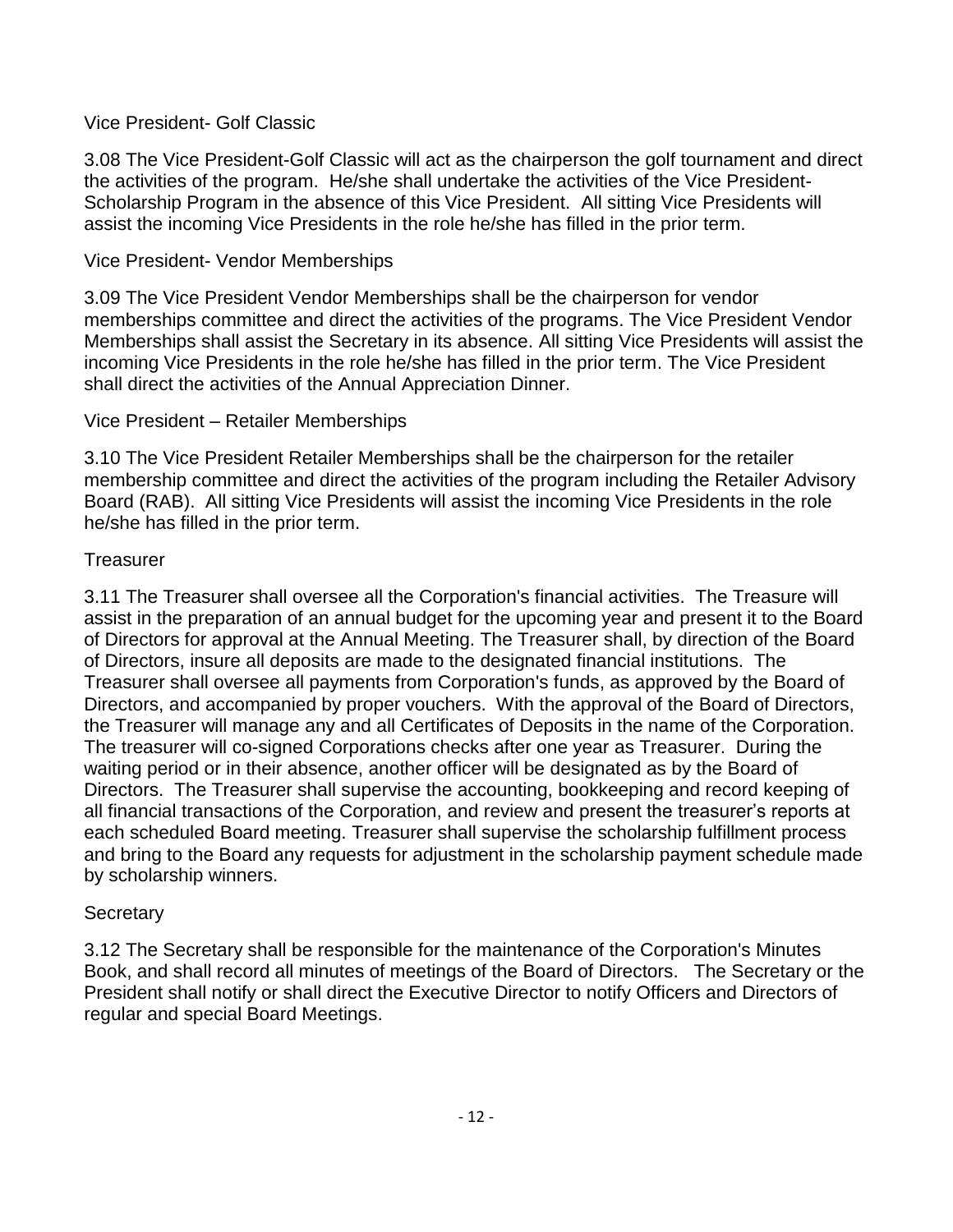### Vice President- Golf Classic

3.08 The Vice President-Golf Classic will act as the chairperson the golf tournament and direct the activities of the program. He/she shall undertake the activities of the Vice President-Scholarship Program in the absence of this Vice President. All sitting Vice Presidents will assist the incoming Vice Presidents in the role he/she has filled in the prior term.

### Vice President- Vendor Memberships

3.09 The Vice President Vendor Memberships shall be the chairperson for vendor memberships committee and direct the activities of the programs. The Vice President Vendor Memberships shall assist the Secretary in its absence. All sitting Vice Presidents will assist the incoming Vice Presidents in the role he/she has filled in the prior term. The Vice President shall direct the activities of the Annual Appreciation Dinner.

### Vice President – Retailer Memberships

3.10 The Vice President Retailer Memberships shall be the chairperson for the retailer membership committee and direct the activities of the program including the Retailer Advisory Board (RAB). All sitting Vice Presidents will assist the incoming Vice Presidents in the role he/she has filled in the prior term.

### Treasurer

3.11 The Treasurer shall oversee all the Corporation's financial activities. The Treasure will assist in the preparation of an annual budget for the upcoming year and present it to the Board of Directors for approval at the Annual Meeting. The Treasurer shall, by direction of the Board of Directors, insure all deposits are made to the designated financial institutions. The Treasurer shall oversee all payments from Corporation's funds, as approved by the Board of Directors, and accompanied by proper vouchers. With the approval of the Board of Directors, the Treasurer will manage any and all Certificates of Deposits in the name of the Corporation. The treasurer will co-signed Corporations checks after one year as Treasurer. During the waiting period or in their absence, another officer will be designated as by the Board of Directors. The Treasurer shall supervise the accounting, bookkeeping and record keeping of all financial transactions of the Corporation, and review and present the treasurer's reports at each scheduled Board meeting. Treasurer shall supervise the scholarship fulfillment process and bring to the Board any requests for adjustment in the scholarship payment schedule made by scholarship winners.

### Secretary

3.12 The Secretary shall be responsible for the maintenance of the Corporation's Minutes Book, and shall record all minutes of meetings of the Board of Directors. The Secretary or the President shall notify or shall direct the Executive Director to notify Officers and Directors of regular and special Board Meetings.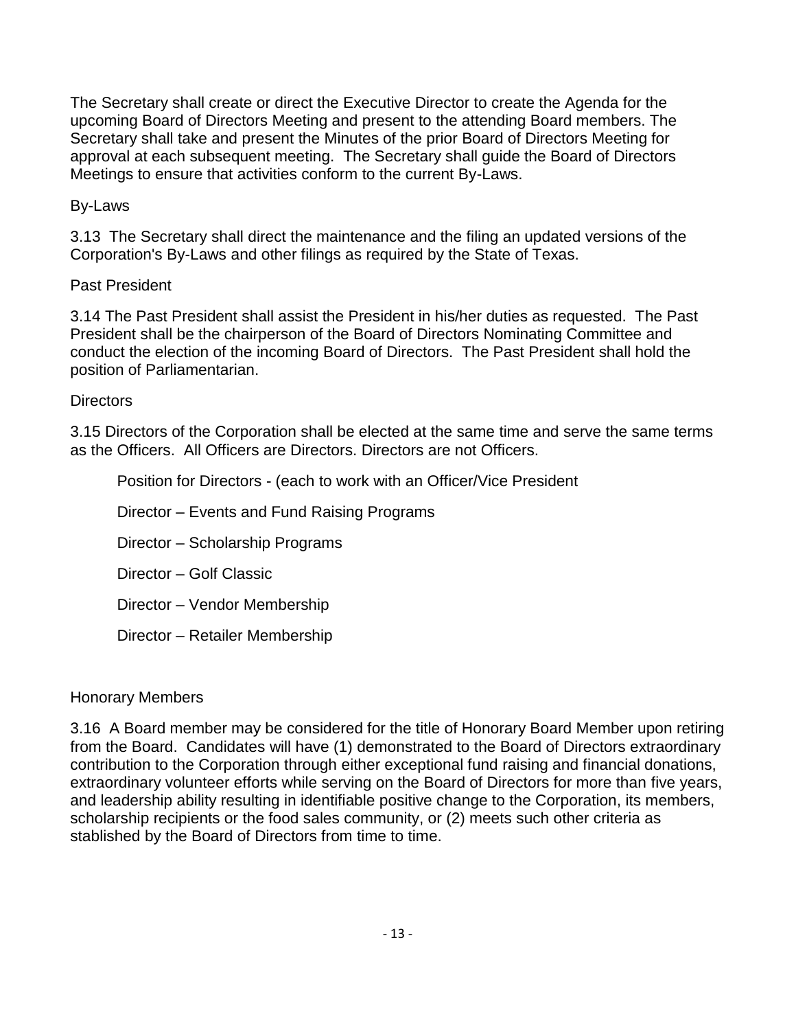The Secretary shall create or direct the Executive Director to create the Agenda for the upcoming Board of Directors Meeting and present to the attending Board members. The Secretary shall take and present the Minutes of the prior Board of Directors Meeting for approval at each subsequent meeting. The Secretary shall guide the Board of Directors Meetings to ensure that activities conform to the current By-Laws.

By-Laws

3.13 The Secretary shall direct the maintenance and the filing an updated versions of the Corporation's By-Laws and other filings as required by the State of Texas.

Past President

3.14 The Past President shall assist the President in his/her duties as requested. The Past President shall be the chairperson of the Board of Directors Nominating Committee and conduct the election of the incoming Board of Directors. The Past President shall hold the position of Parliamentarian.

Directors

3.15 Directors of the Corporation shall be elected at the same time and serve the same terms as the Officers. All Officers are Directors. Directors are not Officers.

Position for Directors - (each to work with an Officer/Vice President

Director – Events and Fund Raising Programs

Director – Scholarship Programs

Director – Golf Classic

Director – Vendor Membership

Director – Retailer Membership

Honorary Members

3.16 A Board member may be considered for the title of Honorary Board Member upon retiring from the Board. Candidates will have (1) demonstrated to the Board of Directors extraordinary contribution to the Corporation through either exceptional fund raising and financial donations, extraordinary volunteer efforts while serving on the Board of Directors for more than five years, and leadership ability resulting in identifiable positive change to the Corporation, its members, scholarship recipients or the food sales community, or (2) meets such other criteria as stablished by the Board of Directors from time to time.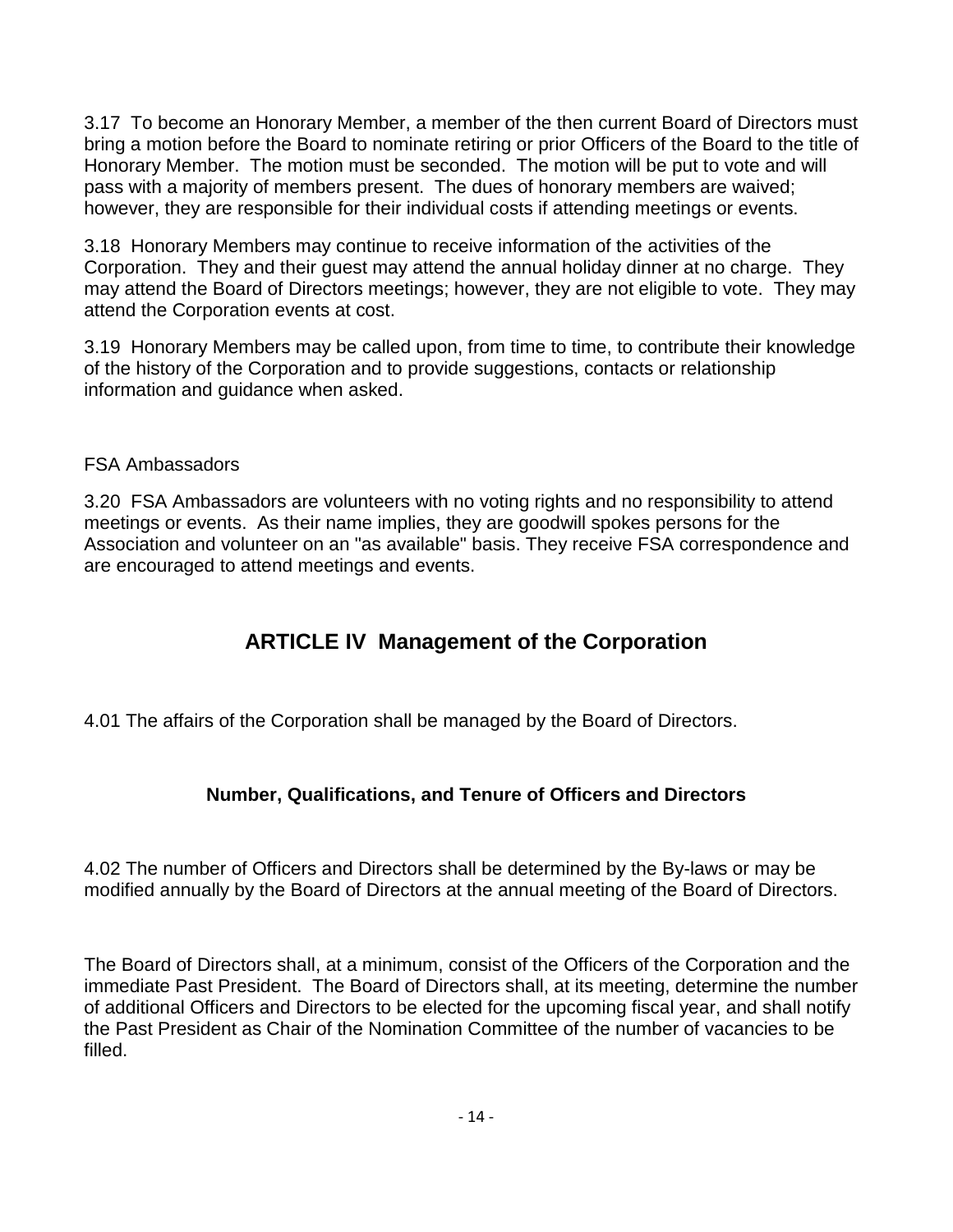3.17 To become an Honorary Member, a member of the then current Board of Directors must bring a motion before the Board to nominate retiring or prior Officers of the Board to the title of Honorary Member. The motion must be seconded. The motion will be put to vote and will pass with a majority of members present. The dues of honorary members are waived; however, they are responsible for their individual costs if attending meetings or events.

3.18 Honorary Members may continue to receive information of the activities of the Corporation. They and their guest may attend the annual holiday dinner at no charge. They may attend the Board of Directors meetings; however, they are not eligible to vote. They may attend the Corporation events at cost.

3.19 Honorary Members may be called upon, from time to time, to contribute their knowledge of the history of the Corporation and to provide suggestions, contacts or relationship information and guidance when asked.

FSA Ambassadors

3.20 FSA Ambassadors are volunteers with no voting rights and no responsibility to attend meetings or events. As their name implies, they are goodwill spokes persons for the Association and volunteer on an "as available" basis. They receive FSA correspondence and are encouraged to attend meetings and events.

## ARTICLE IV Management of the Corporation

4.01 The affairs of the Corporation shall be managed by the Board of Directors.

### Number, Qualifications, and Tenure of Officers and Directors

4.02 The number of Officers and Directors shall be determined by the By-laws or may be modified annually by the Board of Directors at the annual meeting of the Board of Directors.

The Board of Directors shall, at a minimum, consist of the Officers of the Corporation and the immediate Past President. The Board of Directors shall, at its meeting, determine the number of additional Officers and Directors to be elected for the upcoming fiscal year, and shall notify the Past President as Chair of the Nomination Committee of the number of vacancies to be filled.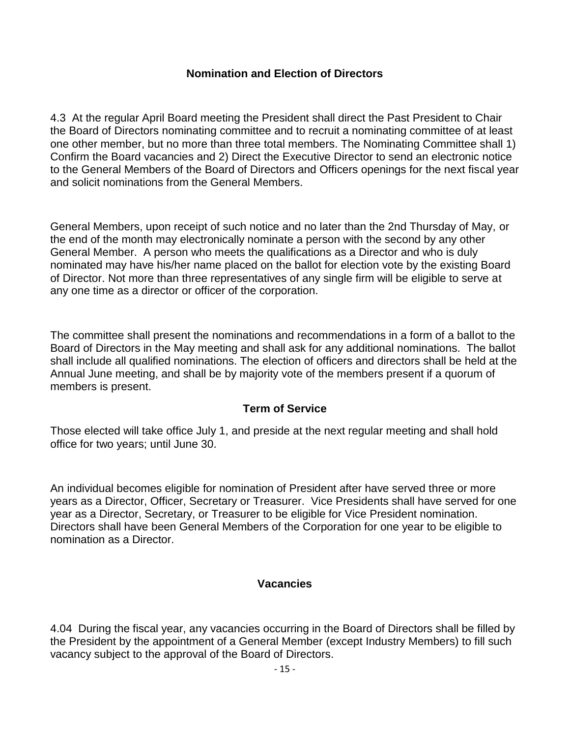## Nomination and Election of Directors

4.3 At the regular April Board meeting the President shall direct the Past President to Chair the Board of Directors nominating committee and to recruit a nominating committee of at least one other member, but no more than three total members. The Nominating Committee shall 1) Confirm the Board vacancies and 2) Direct the Executive Director to send an electronic notice to the General Members of the Board of Directors and Officers openings for the next fiscal year and solicit nominations from the General Members.

General Members, upon receipt of such notice and no later than the 2nd Thursday of May, or the end of the month may electronically nominate a person with the second by any other General Member. A person who meets the qualifications as a Director and who is duly nominated may have his/her name placed on the ballot for election vote by the existing Board of Director. Not more than three representatives of any single firm will be eligible to serve at any one time as a director or officer of the corporation.

The committee shall present the nominations and recommendations in a form of a ballot to the Board of Directors in the May meeting and shall ask for any additional nominations. The ballot shall include all qualified nominations. The election of officers and directors shall be held at the Annual June meeting, and shall be by majority vote of the members present if a quorum of members is present.

## Term of Service

Those elected will take office July 1, and preside at the next regular meeting and shall hold office for two years; until June 30.

An individual becomes eligible for nomination of President after have served three or more years as a Director, Officer, Secretary or Treasurer. Vice Presidents shall have served for one year as a Director, Secretary, or Treasurer to be eligible for Vice President nomination. Directors shall have been General Members of the Corporation for one year to be eligible to nomination as a Director.

## Vacancies

4.04 During the fiscal year, any vacancies occurring in the Board of Directors shall be filled by the President by the appointment of a General Member (except Industry Members) to fill such vacancy subject to the approval of the Board of Directors.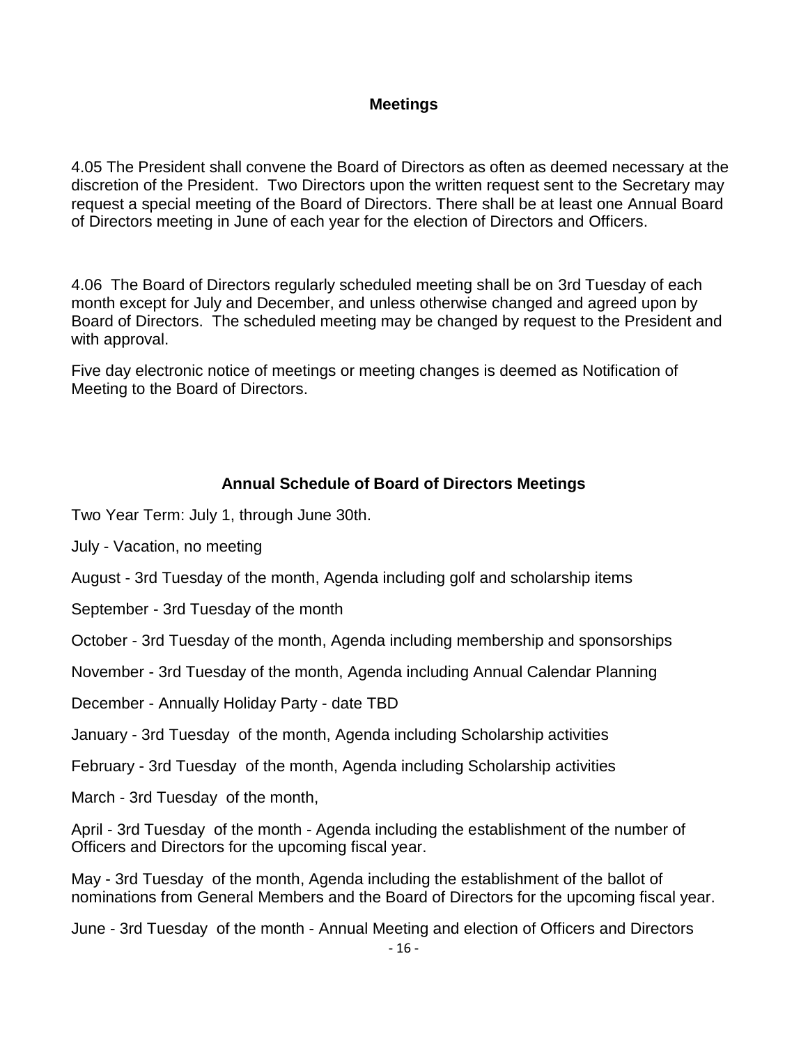## Meetings

4.05 The President shall convene the Board of Directors as often as deemed necessary at the discretion of the President. Two Directors upon the written request sent to the Secretary may request a special meeting of the Board of Directors. There shall be at least one Annual Board of Directors meeting in June of each year for the election of Directors and Officers.

4.06 The Board of Directors regularly scheduled meeting shall be on 3rd Tuesday of each month except for July and December, and unless otherwise changed and agreed upon by Board of Directors. The scheduled meeting may be changed by request to the President and with approval.

Five day electronic notice of meetings or meeting changes is deemed as Notification of Meeting to the Board of Directors.

## Annual Schedule of Board of Directors Meetings

Two Year Term: July 1, through June 30th.

July - Vacation, no meeting

August - 3rd Tuesday of the month, Agenda including golf and scholarship items

September - 3rd Tuesday of the month

October - 3rd Tuesday of the month, Agenda including membership and sponsorships

November - 3rd Tuesday of the month, Agenda including Annual Calendar Planning

December - Annually Holiday Party - date TBD

January - 3rd Tuesday of the month, Agenda including Scholarship activities

February - 3rd Tuesday of the month, Agenda including Scholarship activities

March - 3rd Tuesday of the month,

April - 3rd Tuesday of the month - Agenda including the establishment of the number of Officers and Directors for the upcoming fiscal year.

May - 3rd Tuesday of the month, Agenda including the establishment of the ballot of nominations from General Members and the Board of Directors for the upcoming fiscal year.

June - 3rd Tuesday of the month - Annual Meeting and election of Officers and Directors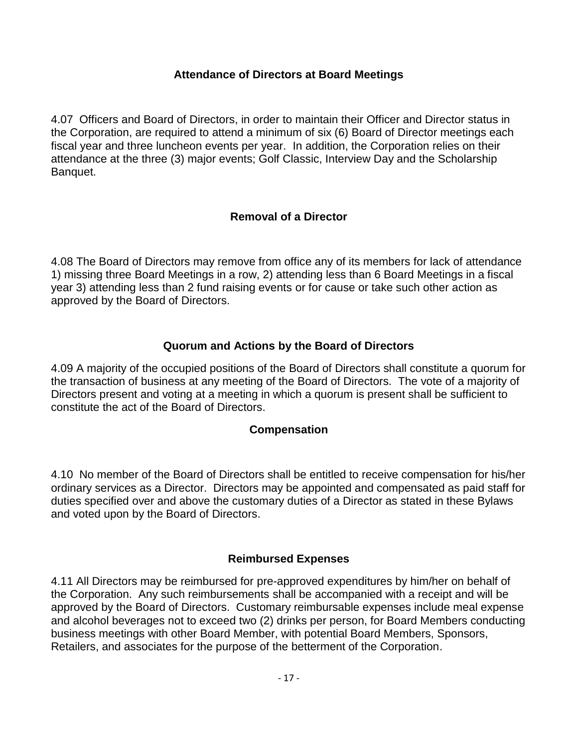### Attendance of Directors at Board Meetings

4.07 Officers and Board of Directors, in order to maintain their Officer and Director status in the Corporation, are required to attend a minimum of six (6) Board of Director meetings each fiscal year and three luncheon events per year. In addition, the Corporation relies on their attendance at the three (3) major events; Golf Classic, Interview Day and the Scholarship Banquet.

### Removal of a Director

4.08 The Board of Directors may remove from office any of its members for lack of attendance 1) missing three Board Meetings in a row, 2) attending less than 6 Board Meetings in a fiscal year 3) attending less than 2 fund raising events or for cause or take such other action as approved by the Board of Directors.

### Quorum and Actions by the Board of Directors

4.09 A majority of the occupied positions of the Board of Directors shall constitute a quorum for the transaction of business at any meeting of the Board of Directors. The vote of a majority of Directors present and voting at a meeting in which a quorum is present shall be sufficient to constitute the act of the Board of Directors.

### Compensation

4.10 No member of the Board of Directors shall be entitled to receive compensation for his/her ordinary services as a Director. Directors may be appointed and compensated as paid staff for duties specified over and above the customary duties of a Director as stated in these Bylaws and voted upon by the Board of Directors.

### Reimbursed Expenses

4.11 All Directors may be reimbursed for pre-approved expenditures by him/her on behalf of the Corporation. Any such reimbursements shall be accompanied with a receipt and will be approved by the Board of Directors. Customary reimbursable expenses include meal expense and alcohol beverages not to exceed two (2) drinks per person, for Board Members conducting business meetings with other Board Member, with potential Board Members, Sponsors, Retailers, and associates for the purpose of the betterment of the Corporation.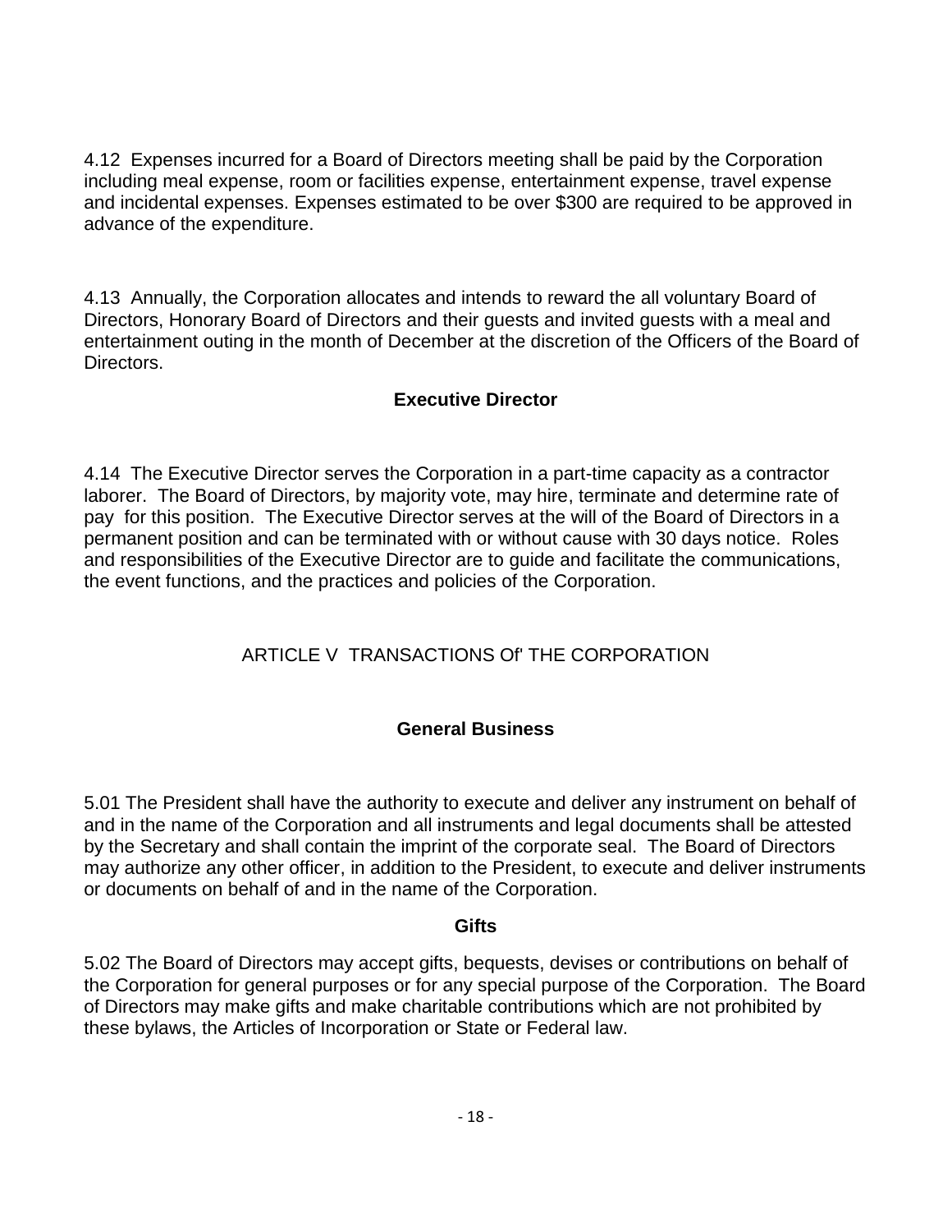4.12 Expenses incurred for a Board of Directors meeting shall be paid by the Corporation including meal expense, room or facilities expense, entertainment expense, travel expense and incidental expenses. Expenses estimated to be over $300 are required to be approved in advance of the expenditure.

4.13 Annually, the Corporation allocates and intends to reward the all voluntary Board of Directors, Honorary Board of Directors and their guests and invited guests with a meal and entertainment outing in the month of December at the discretion of the Officers of the Board of Directors.

### Executive Director

4.14 The Executive Director serves the Corporation in a part-time capacity as a contractor laborer. The Board of Directors, by majority vote, may hire, terminate and determine rate of pay for this position. The Executive Director serves at the will of the Board of Directors in a permanent position and can be terminated with or without cause with 30 days notice. Roles and responsibilities of the Executive Director are to guide and facilitate the communications, the event functions, and the practices and policies of the Corporation.

## ARTICLE V TRANSACTIONS Of' THE CORPORATION

### General Business

5.01 The President shall have the authority to execute and deliver any instrument on behalf of and in the name of the Corporation and all instruments and legal documents shall be attested by the Secretary and shall contain the imprint of the corporate seal. The Board of Directors may authorize any other officer, in addition to the President, to execute and deliver instruments or documents on behalf of and in the name of the Corporation.

### Gifts

5.02 The Board of Directors may accept gifts, bequests, devises or contributions on behalf of the Corporation for general purposes or for any special purpose of the Corporation. The Board of Directors may make gifts and make charitable contributions which are not prohibited by these bylaws, the Articles of Incorporation or State or Federal law.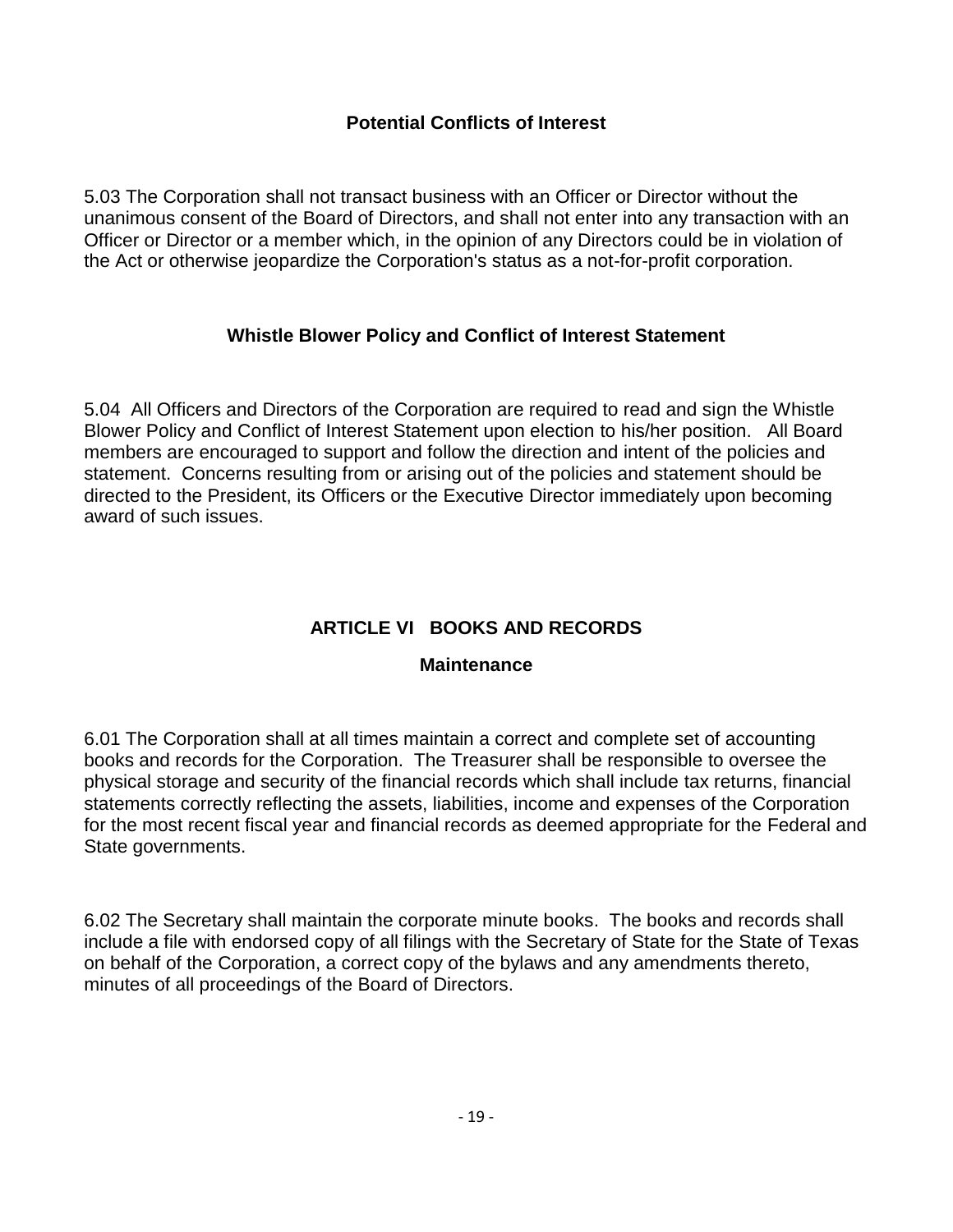### Potential Conflicts of Interest

5.03 The Corporation shall not transact business with an Officer or Director without the unanimous consent of the Board of Directors, and shall not enter into any transaction with an Officer or Director or a member which, in the opinion of any Directors could be in violation of the Act or otherwise jeopardize the Corporation's status as a not-for-profit corporation.

### Whistle Blower Policy and Conflict of Interest Statement

5.04 All Officers and Directors of the Corporation are required to read and sign the Whistle Blower Policy and Conflict of Interest Statement upon election to his/her position. All Board members are encouraged to support and follow the direction and intent of the policies and statement. Concerns resulting from or arising out of the policies and statement should be directed to the President, its Officers or the Executive Director immediately upon becoming award of such issues.

## ARTICLE VI BOOKS AND RECORDS

### Maintenance

6.01 The Corporation shall at all times maintain a correct and complete set of accounting books and records for the Corporation. The Treasurer shall be responsible to oversee the physical storage and security of the financial records which shall include tax returns, financial statements correctly reflecting the assets, liabilities, income and expenses of the Corporation for the most recent fiscal year and financial records as deemed appropriate for the Federal and State governments.

6.02 The Secretary shall maintain the corporate minute books. The books and records shall include a file with endorsed copy of all filings with the Secretary of State for the State of Texas on behalf of the Corporation, a correct copy of the bylaws and any amendments thereto, minutes of all proceedings of the Board of Directors.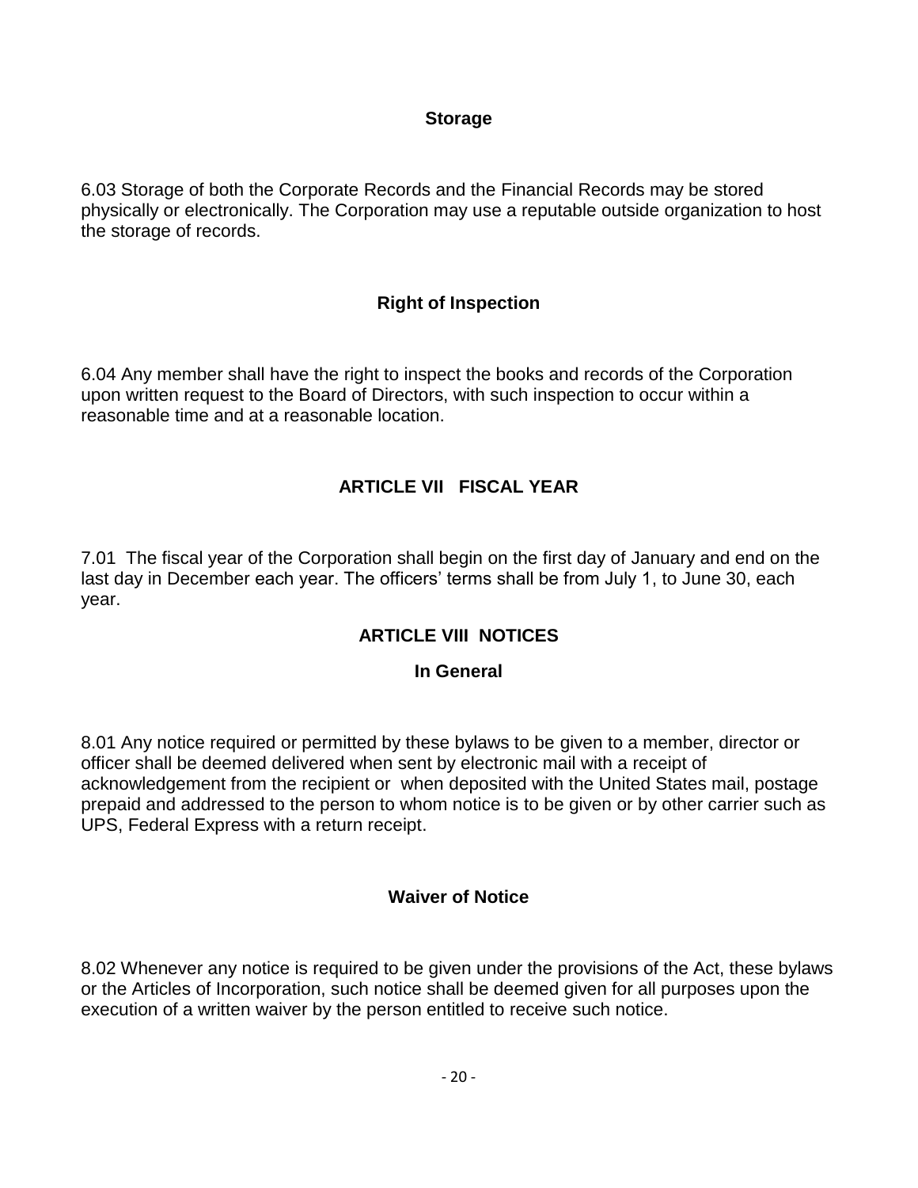### Storage

6.03 Storage of both the Corporate Records and the Financial Records may be stored physically or electronically. The Corporation may use a reputable outside organization to host the storage of records.

### Right of Inspection

6.04 Any member shall have the right to inspect the books and records of the Corporation upon written request to the Board of Directors, with such inspection to occur within a reasonable time and at a reasonable location.

## ARTICLE VII FISCAL YEAR

7.01 The fiscal year of the Corporation shall begin on the first day of January and end on the last day in December each year. The officers' terms shall be from July 1, to June 30, each year.

## ARTICLE VIII NOTICES

### In General

8.01 Any notice required or permitted by these bylaws to be given to a member, director or officer shall be deemed delivered when sent by electronic mail with a receipt of acknowledgement from the recipient or when deposited with the United States mail, postage prepaid and addressed to the person to whom notice is to be given or by other carrier such as UPS, Federal Express with a return receipt.

### Waiver of Notice

8.02 Whenever any notice is required to be given under the provisions of the Act, these bylaws or the Articles of Incorporation, such notice shall be deemed given for all purposes upon the execution of a written waiver by the person entitled to receive such notice.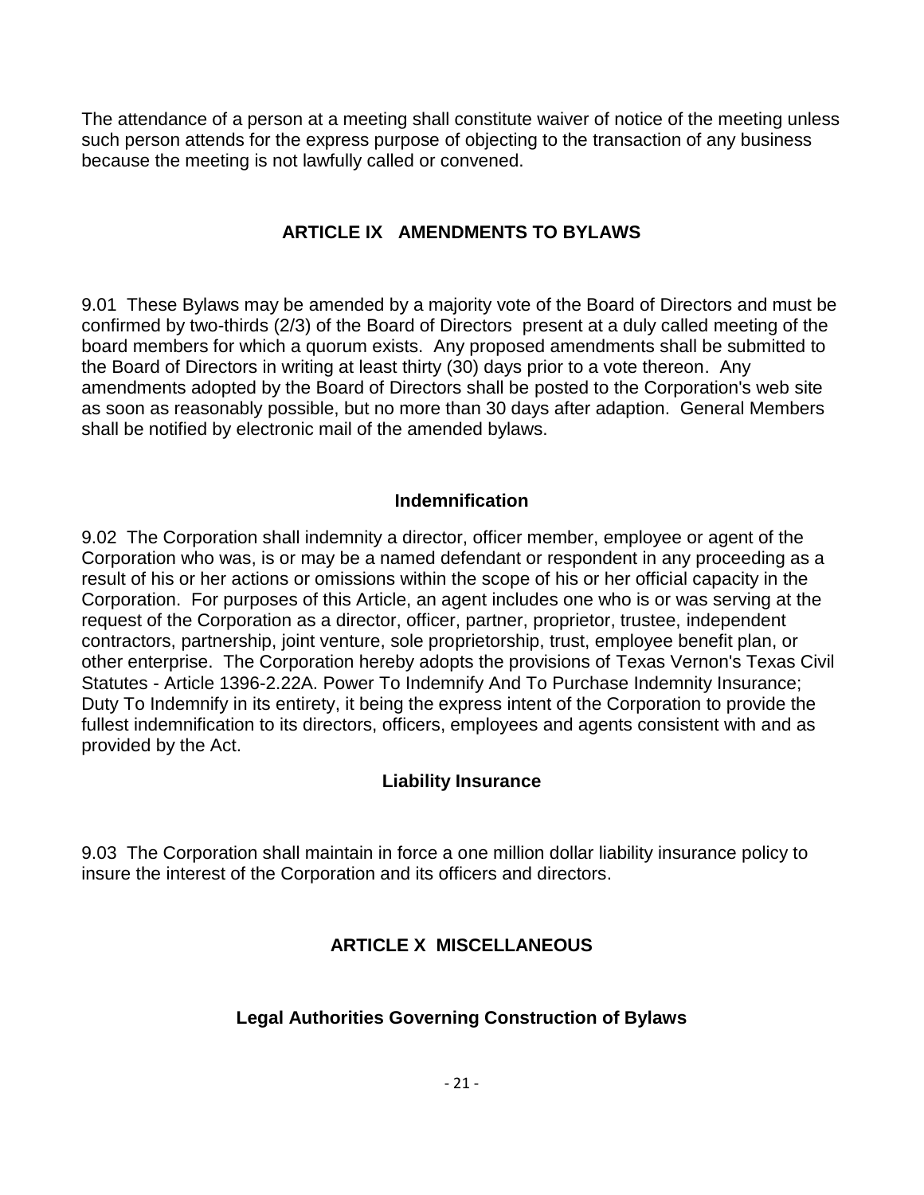The attendance of a person at a meeting shall constitute waiver of notice of the meeting unless such person attends for the express purpose of objecting to the transaction of any business because the meeting is not lawfully called or convened.

## ARTICLE IX AMENDMENTS TO BYLAWS

9.01 These Bylaws may be amended by a majority vote of the Board of Directors and must be confirmed by two-thirds (2/3) of the Board of Directors present at a duly called meeting of the board members for which a quorum exists. Any proposed amendments shall be submitted to the Board of Directors in writing at least thirty (30) days prior to a vote thereon. Any amendments adopted by the Board of Directors shall be posted to the Corporation's web site as soon as reasonably possible, but no more than 30 days after adaption. General Members shall be notified by electronic mail of the amended bylaws.

### Indemnification

9.02 The Corporation shall indemnity a director, officer member, employee or agent of the Corporation who was, is or may be a named defendant or respondent in any proceeding as a result of his or her actions or omissions within the scope of his or her official capacity in the Corporation. For purposes of this Article, an agent includes one who is or was serving at the request of the Corporation as a director, officer, partner, proprietor, trustee, independent contractors, partnership, joint venture, sole proprietorship, trust, employee benefit plan, or other enterprise. The Corporation hereby adopts the provisions of Texas Vernon's Texas Civil Statutes - Article 1396-2.22A. Power To Indemnify And To Purchase Indemnity Insurance; Duty To Indemnify in its entirety, it being the express intent of the Corporation to provide the fullest indemnification to its directors, officers, employees and agents consistent with and as provided by the Act.

### Liability Insurance

9.03 The Corporation shall maintain in force a one million dollar liability insurance policy to insure the interest of the Corporation and its officers and directors.

## ARTICLE X MISCELLANEOUS

### Legal Authorities Governing Construction of Bylaws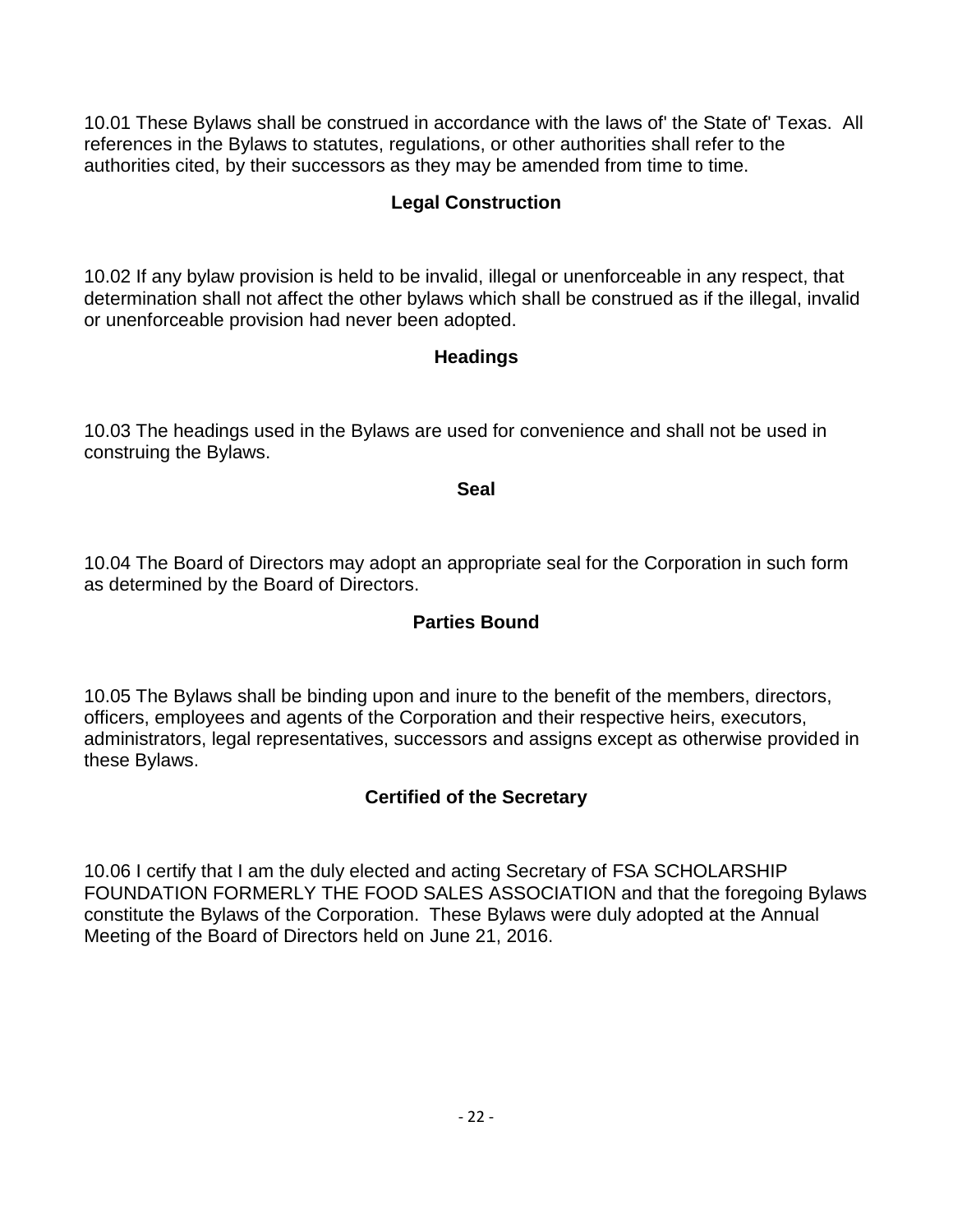10.01 These Bylaws shall be construed in accordance with the laws of' the State of' Texas. All references in the Bylaws to statutes, regulations, or other authorities shall refer to the authorities cited, by their successors as they may be amended from time to time.

### Legal Construction

10.02 If any bylaw provision is held to be invalid, illegal or unenforceable in any respect, that determination shall not affect the other bylaws which shall be construed as if the illegal, invalid or unenforceable provision had never been adopted.

### Headings

10.03 The headings used in the Bylaws are used for convenience and shall not be used in construing the Bylaws.

### Seal

10.04 The Board of Directors may adopt an appropriate seal for the Corporation in such form as determined by the Board of Directors.

### Parties Bound

10.05 The Bylaws shall be binding upon and inure to the benefit of the members, directors, officers, employees and agents of the Corporation and their respective heirs, executors, administrators, legal representatives, successors and assigns except as otherwise provided in these Bylaws.

### Certified of the Secretary

10.06 I certify that I am the duly elected and acting Secretary of FSA SCHOLARSHIP FOUNDATION FORMERLY THE FOOD SALES ASSOCIATION and that the foregoing Bylaws constitute the Bylaws of the Corporation. These Bylaws were duly adopted at the Annual Meeting of the Board of Directors held on June 21, 2016.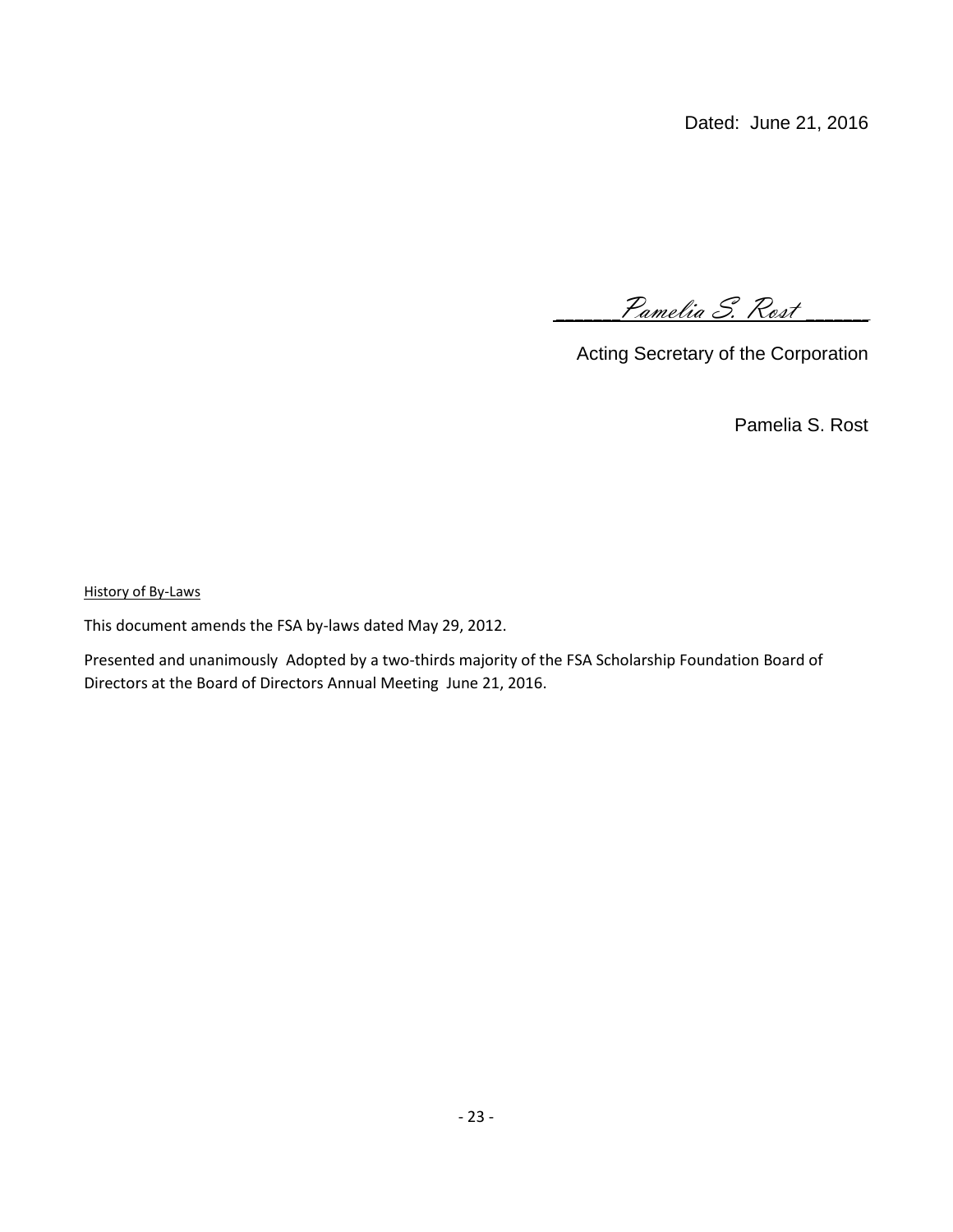Dated: June 21, 2016

_____Pamelia S. Rost_____

Acting Secretary of the Corporation

Pamelia S. Rost

History of By-Laws

This document amends the FSA by-laws dated May 29, 2012.

Presented and unanimously Adopted by a two-thirds majority of the FSA Scholarship Foundation Board of Directors at the Board of Directors Annual Meeting June 21, 2016.